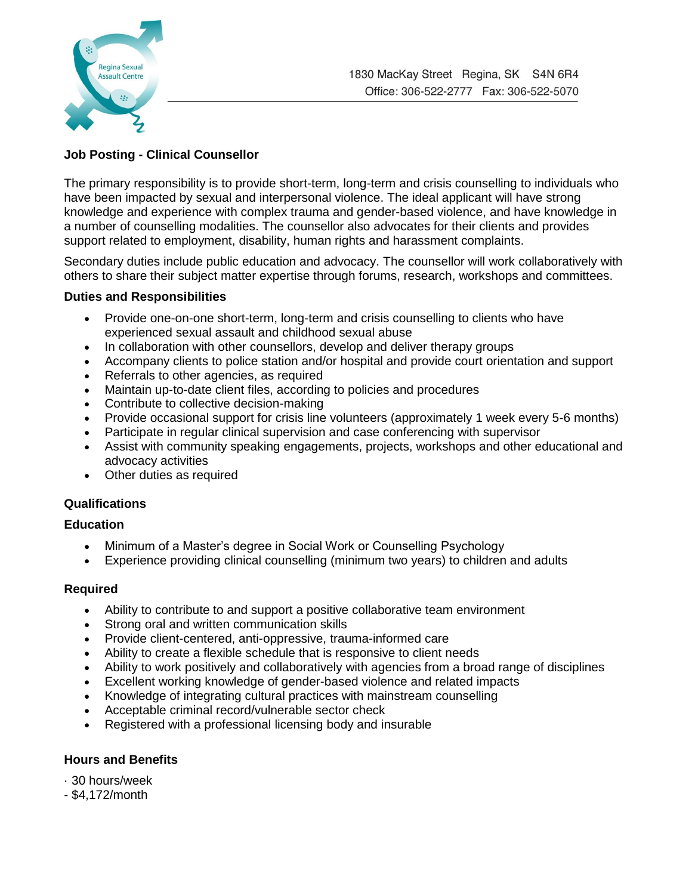Regina Sexual Assault Centre

1830 MacKay Street Regina, SK S4N 6R4
Office: 306-522-2777 Fax: 306-522-5070

## Job Posting - Clinical Counsellor

The primary responsibility is to provide short-term, long-term and crisis counselling to individuals who have been impacted by sexual and interpersonal violence. The ideal applicant will have strong knowledge and experience with complex trauma and gender-based violence, and have knowledge in a number of counselling modalities. The counsellor also advocates for their clients and provides support related to employment, disability, human rights and harassment complaints.

Secondary duties include public education and advocacy. The counsellor will work collaboratively with others to share their subject matter expertise through forums, research, workshops and committees.

### Duties and Responsibilities

- Provide one-on-one short-term, long-term and crisis counselling to clients who have experienced sexual assault and childhood sexual abuse
- In collaboration with other counsellors, develop and deliver therapy groups
- Accompany clients to police station and/or hospital and provide court orientation and support
- Referrals to other agencies, as required
- Maintain up-to-date client files, according to policies and procedures
- Contribute to collective decision-making
- Provide occasional support for crisis line volunteers (approximately 1 week every 5-6 months)
- Participate in regular clinical supervision and case conferencing with supervisor
- Assist with community speaking engagements, projects, workshops and other educational and advocacy activities
- Other duties as required

### Qualifications

### Education

- Minimum of a Master's degree in Social Work or Counselling Psychology
- Experience providing clinical counselling (minimum two years) to children and adults

### Required

- Ability to contribute to and support a positive collaborative team environment
- Strong oral and written communication skills
- Provide client-centered, anti-oppressive, trauma-informed care
- Ability to create a flexible schedule that is responsive to client needs
- Ability to work positively and collaboratively with agencies from a broad range of disciplines
- Excellent working knowledge of gender-based violence and related impacts
- Knowledge of integrating cultural practices with mainstream counselling
- Acceptable criminal record/vulnerable sector check
- Registered with a professional licensing body and insurable

### Hours and Benefits

· 30 hours/week
- $4,172/month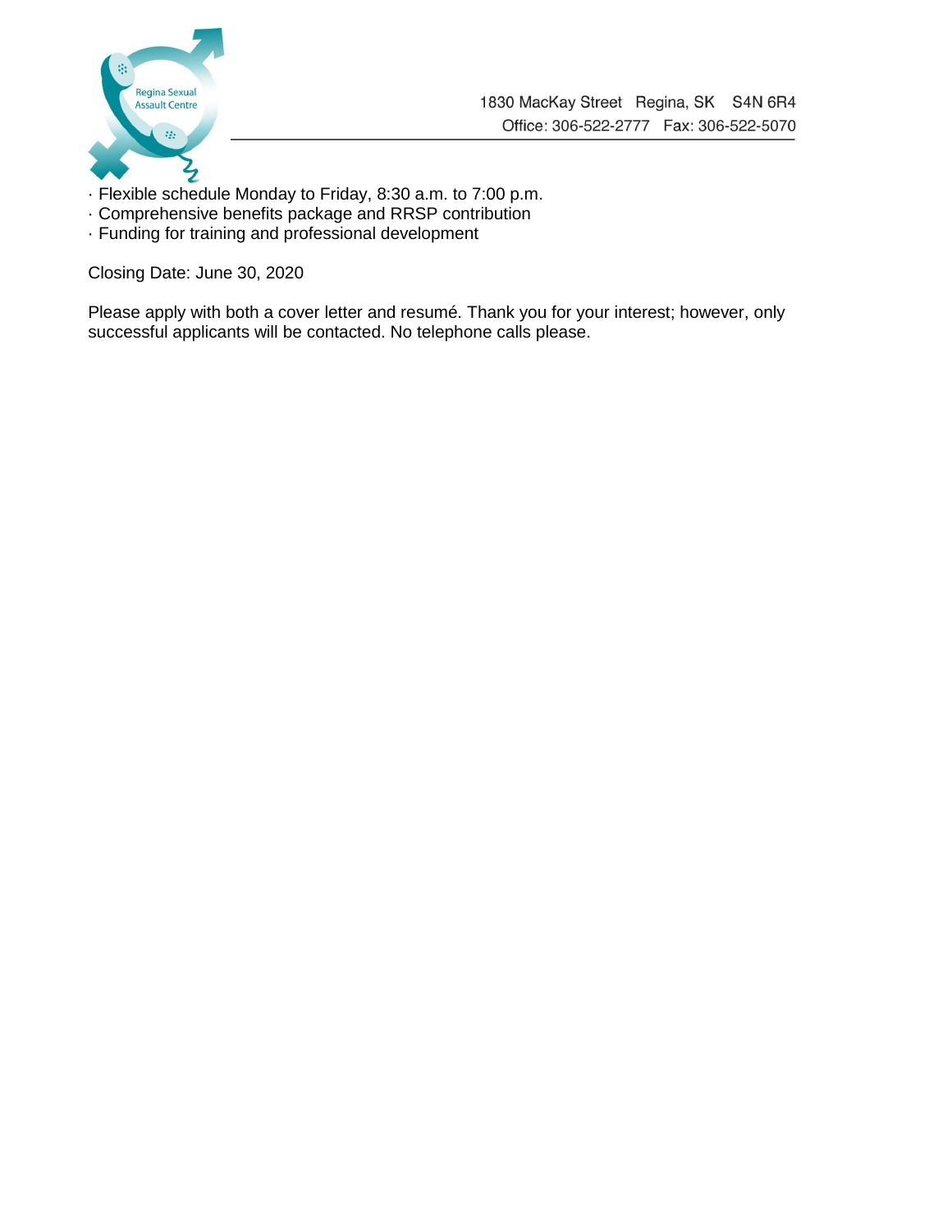1830 MacKay Street Regina, SK S4N 6R4
Office: 306-522-2777 Fax: 306-522-5070

· Flexible schedule Monday to Friday, 8:30 a.m. to 7:00 p.m.
· Comprehensive benefits package and RRSP contribution
· Funding for training and professional development

Closing Date: June 30, 2020

Please apply with both a cover letter and resumé. Thank you for your interest; however, only successful applicants will be contacted. No telephone calls please.